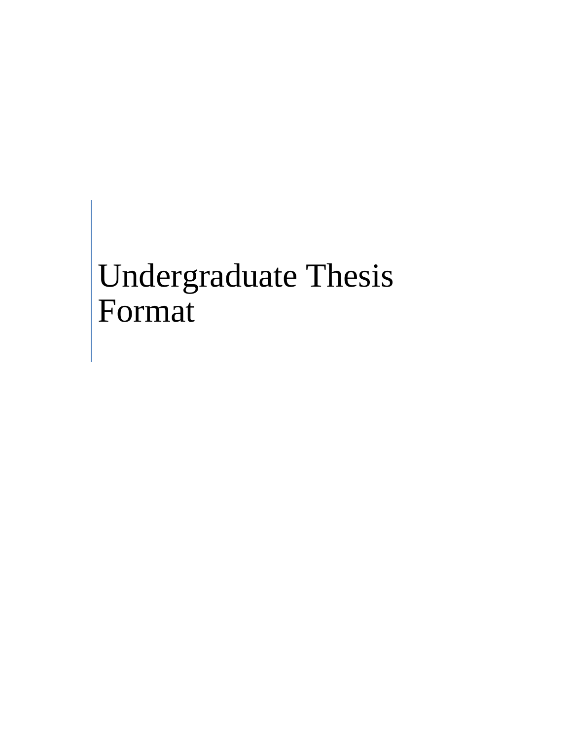# Undergraduate Thesis Format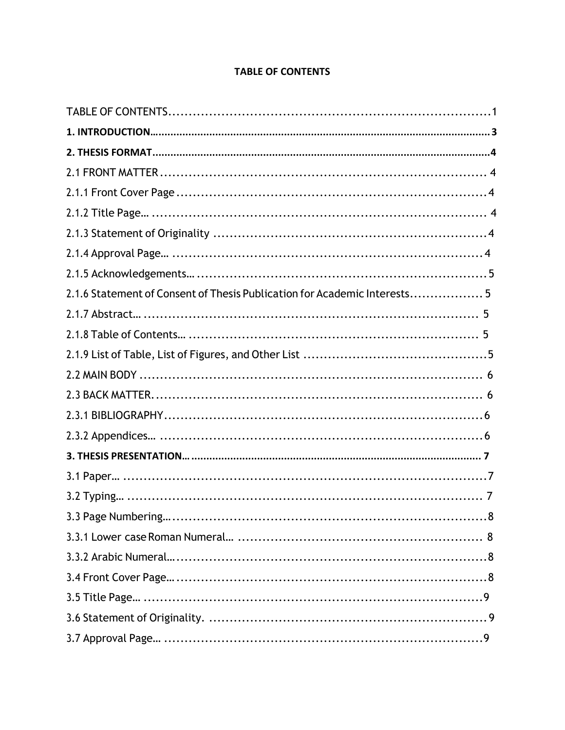**TABLE OF CONTENTS**

TABLE OF CONTENTS........................................................................1

**1. INTRODUCTION........................................................................3**

**2. THESIS FORMAT........................................................................4**

2.1 FRONT MATTER........................................................................4

2.1.1 Front Cover Page........................................................................4

2.1.2 Title Page…........................................................................4

2.1.3 Statement of Originality........................................................................4

2.1.4 Approval Page…........................................................................4

2.1.5 Acknowledgements…........................................................................5

2.1.6 Statement of Consent of Thesis Publication for Academic Interests.................5

2.1.7 Abstract…........................................................................5

2.1.8 Table of Contents…........................................................................5

2.1.9 List of Table, List of Figures, and Other List........................................................................5

2.2 MAIN BODY........................................................................6

2.3 BACK MATTER........................................................................6

2.3.1 BIBLIOGRAPHY........................................................................6

2.3.2 Appendices…........................................................................6

**3. THESIS PRESENTATION…........................................................................7**

3.1 Paper…........................................................................7

3.2 Typing…........................................................................7

3.3 Page Numbering…........................................................................8

3.3.1 Lower case Roman Numeral…........................................................................8

3.3.2 Arabic Numeral…........................................................................8

3.4 Front Cover Page…........................................................................8

3.5 Title Page…........................................................................9

3.6 Statement of Originality........................................................................9

3.7 Approval Page…........................................................................9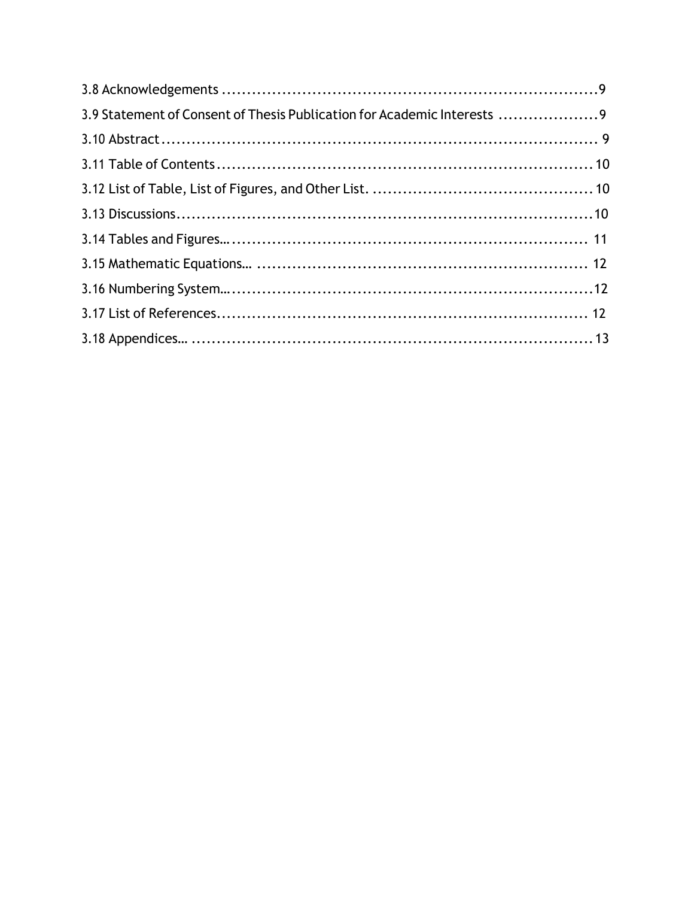3.8 Acknowledgements .......................................................................... 9

3.9 Statement of Consent of Thesis Publication for Academic Interests .................... 9

3.10 Abstract ...................................................................................... 9

3.11 Table of Contents ........................................................................ 10

3.12 List of Table, List of Figures, and Other List. ........................................ 10

3.13 Discussions .................................................................................. 10

3.14 Tables and Figures… ..................................................................... 11

3.15 Mathematic Equations… ................................................................. 12

3.16 Numbering System… ..................................................................... 12

3.17 List of References ........................................................................ 12

3.18 Appendices… .............................................................................. 13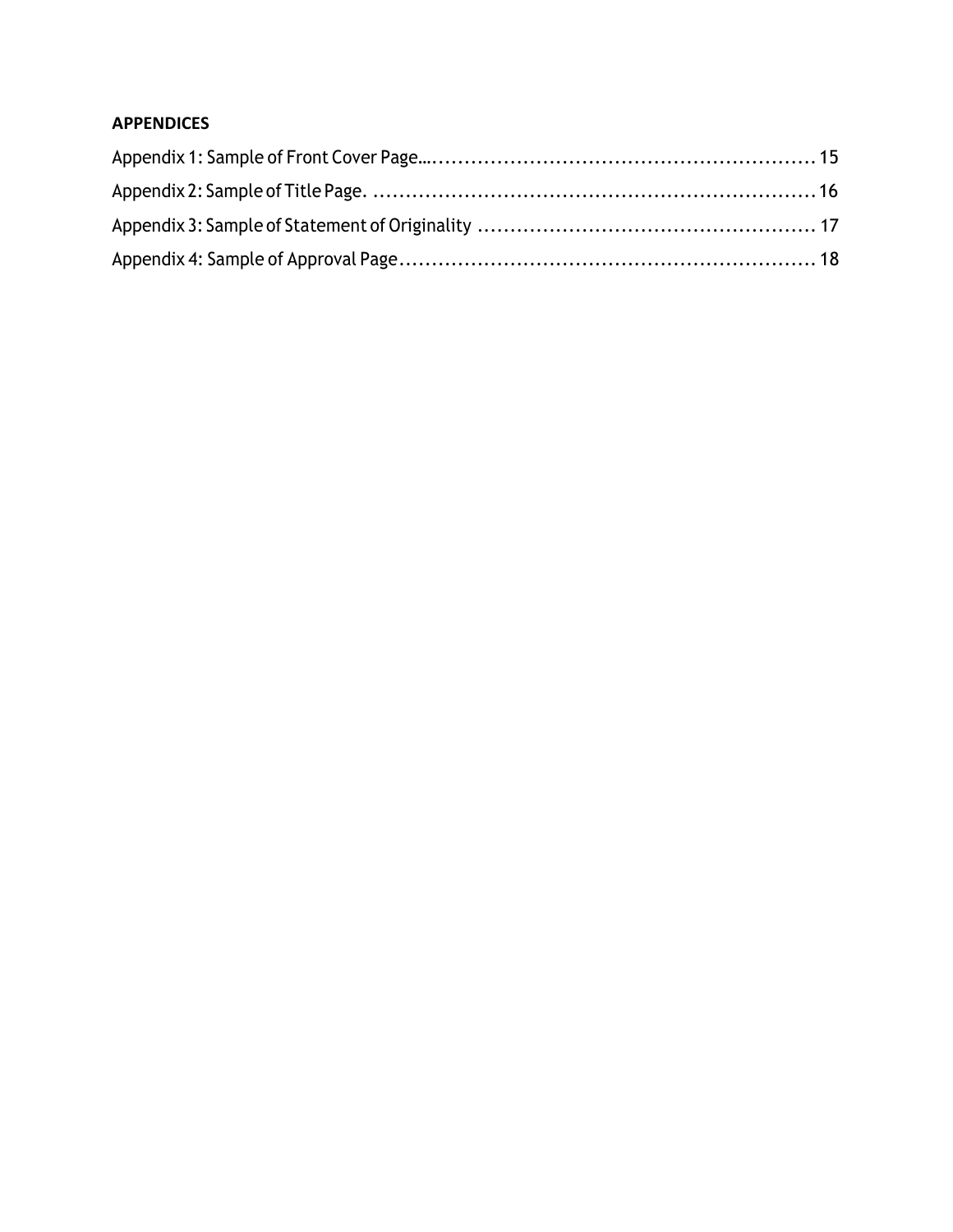**APPENDICES**

Appendix 1: Sample of Front Cover Page…......................................................... 15

Appendix 2: Sample of Title Page. ................................................................... 16

Appendix 3: Sample of Statement of Originality ................................................... 17

Appendix 4: Sample of Approval Page............................................................... 18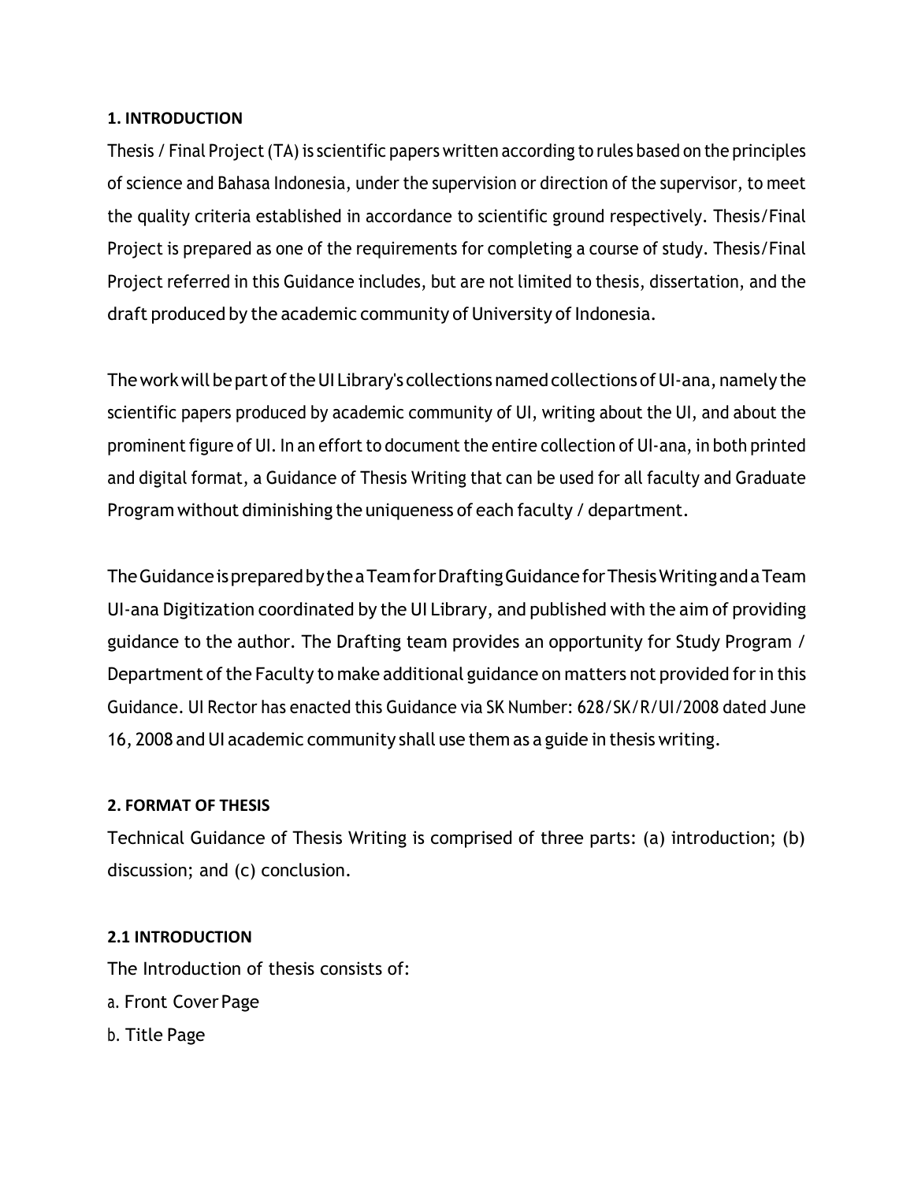## 1. INTRODUCTION

Thesis / Final Project (TA) is scientific papers written according to rules based on the principles of science and Bahasa Indonesia, under the supervision or direction of the supervisor, to meet the quality criteria established in accordance to scientific ground respectively. Thesis/Final Project is prepared as one of the requirements for completing a course of study. Thesis/Final Project referred in this Guidance includes, but are not limited to thesis, dissertation, and the draft produced by the academic community of University of Indonesia.

The work will be part of the UI Library's collections named collections of UI-ana, namely the scientific papers produced by academic community of UI, writing about the UI, and about the prominent figure of UI. In an effort to document the entire collection of UI-ana, in both printed and digital format, a Guidance of Thesis Writing that can be used for all faculty and Graduate Program without diminishing the uniqueness of each faculty / department.

The Guidance is prepared by the a Team for Drafting Guidance for Thesis Writing and a Team UI-ana Digitization coordinated by the UI Library, and published with the aim of providing guidance to the author. The Drafting team provides an opportunity for Study Program / Department of the Faculty to make additional guidance on matters not provided for in this Guidance. UI Rector has enacted this Guidance via SK Number: 628/SK/R/UI/2008 dated June 16, 2008 and UI academic community shall use them as a guide in thesis writing.

## 2. FORMAT OF THESIS

Technical Guidance of Thesis Writing is comprised of three parts: (a) introduction; (b) discussion; and (c) conclusion.

### 2.1 INTRODUCTION

The Introduction of thesis consists of:

a. Front Cover Page

b. Title Page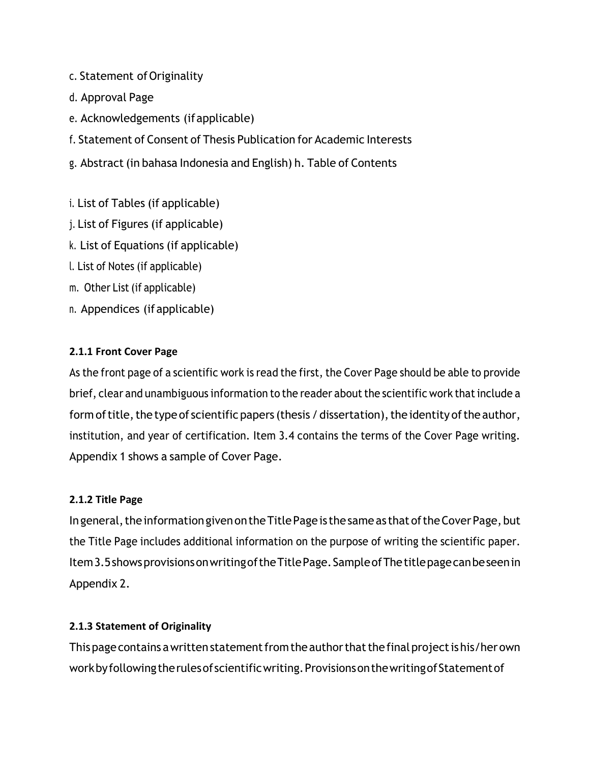c. Statement of Originality

d. Approval Page

e. Acknowledgements (if applicable)

f. Statement of Consent of Thesis Publication for Academic Interests

g. Abstract (in bahasa Indonesia and English) h. Table of Contents

i. List of Tables (if applicable)

j. List of Figures (if applicable)

k. List of Equations (if applicable)

l. List of Notes (if applicable)

m. Other List (if applicable)

n. Appendices (if applicable)

### 2.1.1 Front Cover Page

As the front page of a scientific work is read the first, the Cover Page should be able to provide brief, clear and unambiguous information to the reader about the scientific work that include a form of title, the type of scientific papers (thesis / dissertation), the identity of the author, institution, and year of certification. Item 3.4 contains the terms of the Cover Page writing. Appendix 1 shows a sample of Cover Page.

### 2.1.2 Title Page

In general, the information given on the Title Page is the same as that of the Cover Page, but the Title Page includes additional information on the purpose of writing the scientific paper. Item 3.5 shows provisions on writing of the Title Page. Sample of The title page can be seen in Appendix 2.

### 2.1.3 Statement of Originality

This page contains a written statement from the author that the final project is his/her own work by following the rules of scientific writing. Provisions on the writing of Statement of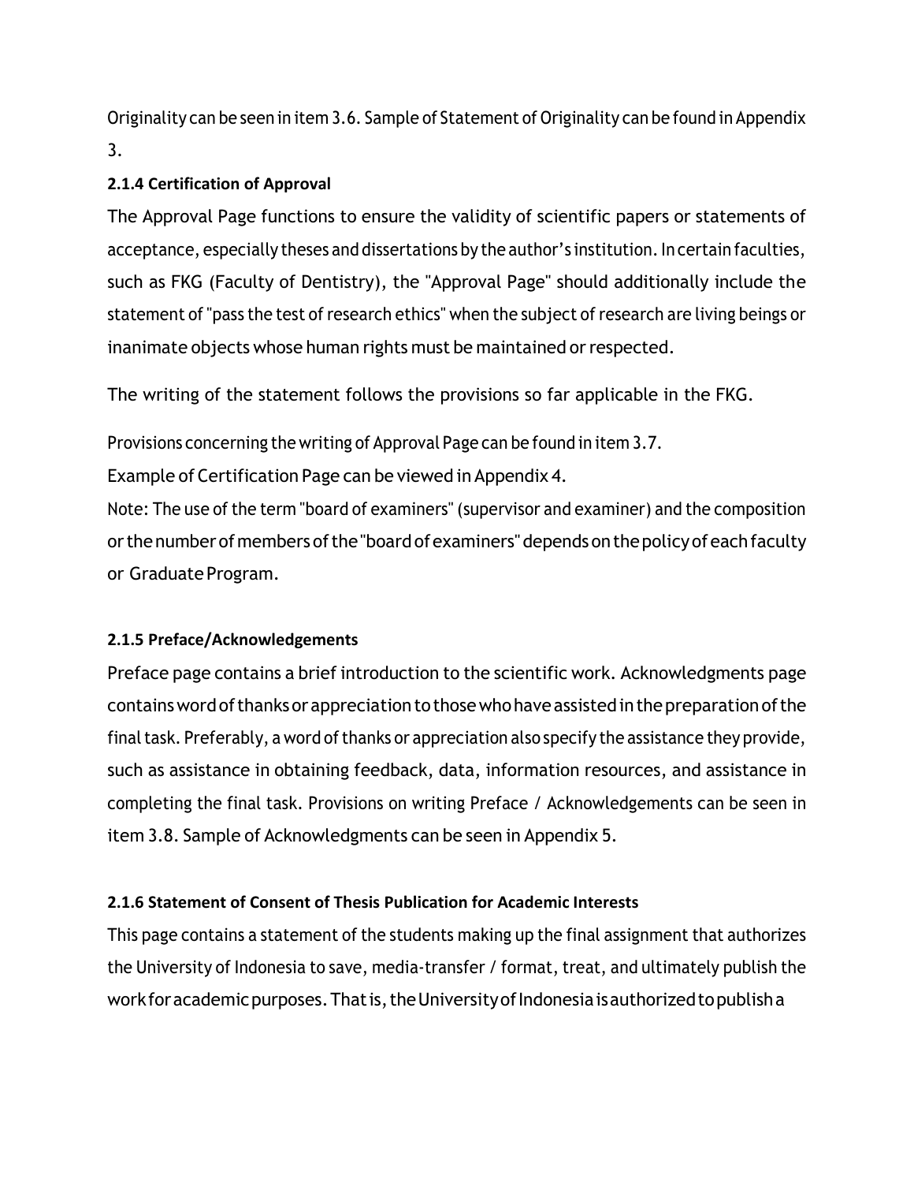Originality can be seen in item 3.6. Sample of Statement of Originality can be found in Appendix 3.

### 2.1.4 Certification of Approval

The Approval Page functions to ensure the validity of scientific papers or statements of acceptance, especially theses and dissertations by the author's institution. In certain faculties, such as FKG (Faculty of Dentistry), the "Approval Page" should additionally include the statement of "pass the test of research ethics" when the subject of research are living beings or inanimate objects whose human rights must be maintained or respected.

The writing of the statement follows the provisions so far applicable in the FKG.

Provisions concerning the writing of Approval Page can be found in item 3.7.

Example of Certification Page can be viewed in Appendix 4.

Note: The use of the term "board of examiners" (supervisor and examiner) and the composition or the number of members of the "board of examiners" depends on the policy of each faculty or Graduate Program.

### 2.1.5 Preface/Acknowledgements

Preface page contains a brief introduction to the scientific work. Acknowledgments page contains word of thanks or appreciation to those who have assisted in the preparation of the final task. Preferably, a word of thanks or appreciation also specify the assistance they provide, such as assistance in obtaining feedback, data, information resources, and assistance in completing the final task. Provisions on writing Preface / Acknowledgements can be seen in item 3.8. Sample of Acknowledgments can be seen in Appendix 5.

### 2.1.6 Statement of Consent of Thesis Publication for Academic Interests

This page contains a statement of the students making up the final assignment that authorizes the University of Indonesia to save, media-transfer / format, treat, and ultimately publish the work for academic purposes. That is, the University of Indonesia is authorized to publish a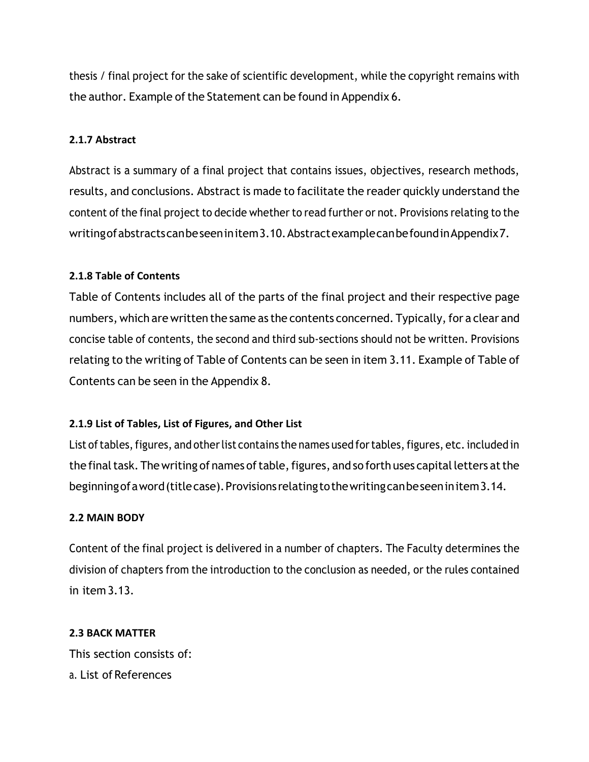thesis / final project for the sake of scientific development, while the copyright remains with the author. Example of the Statement can be found in Appendix 6.

#### 2.1.7 Abstract

Abstract is a summary of a final project that contains issues, objectives, research methods, results, and conclusions. Abstract is made to facilitate the reader quickly understand the content of the final project to decide whether to read further or not. Provisions relating to the writing of abstracts can be seen in item 3.10. Abstract example can be found in Appendix 7.

#### 2.1.8 Table of Contents

Table of Contents includes all of the parts of the final project and their respective page numbers, which are written the same as the contents concerned. Typically, for a clear and concise table of contents, the second and third sub-sections should not be written. Provisions relating to the writing of Table of Contents can be seen in item 3.11. Example of Table of Contents can be seen in the Appendix 8.

#### 2.1.9 List of Tables, List of Figures, and Other List

List of tables, figures, and other list contains the names used for tables, figures, etc. included in the final task. The writing of names of table, figures, and so forth uses capital letters at the beginning of a word (title case). Provisions relating to the writing can be seen in item 3.14.

### 2.2 MAIN BODY

Content of the final project is delivered in a number of chapters. The Faculty determines the division of chapters from the introduction to the conclusion as needed, or the rules contained in item 3.13.

### 2.3 BACK MATTER

This section consists of:

a. List of References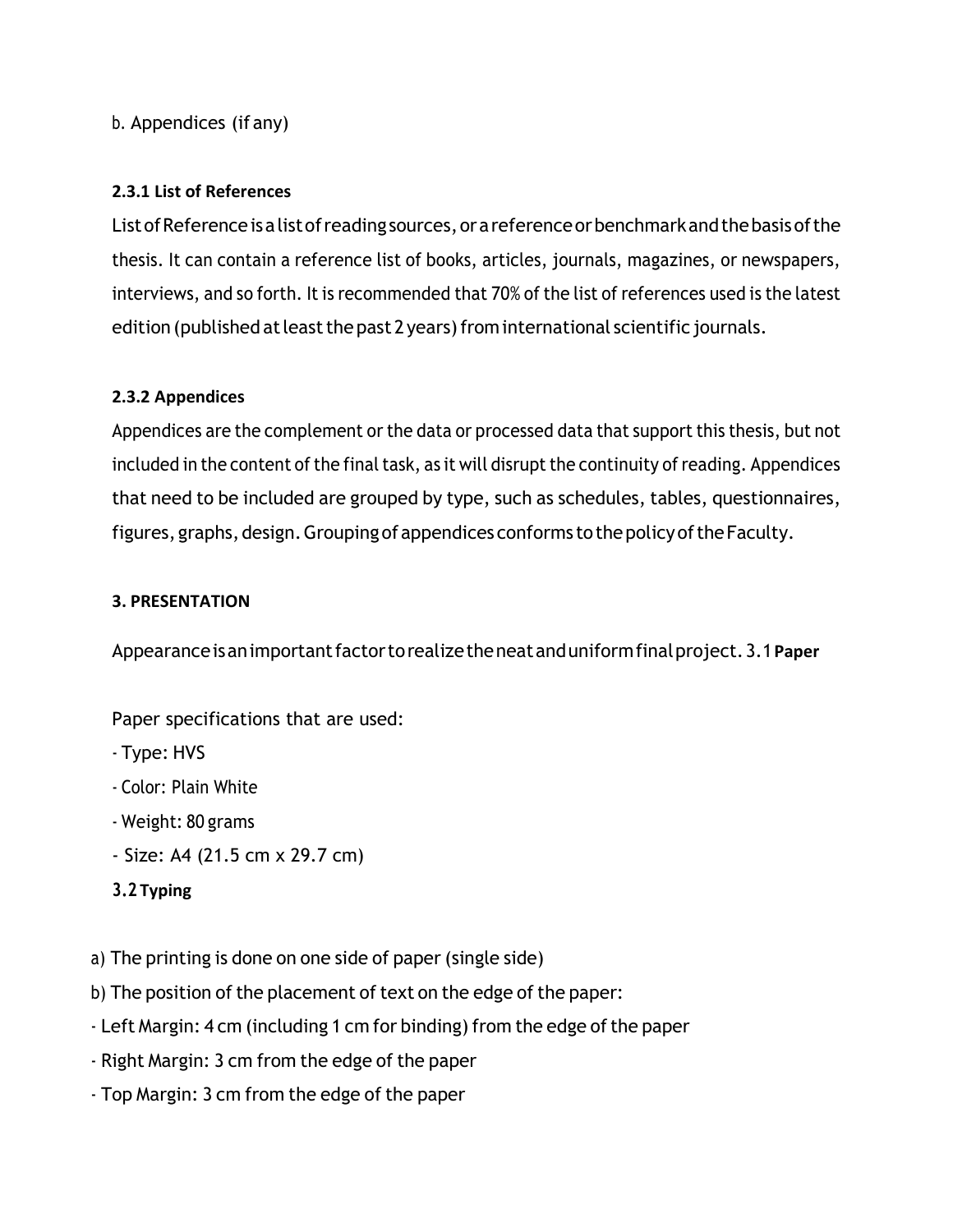b. Appendices (if any)

### 2.3.1 List of References

List of Reference is a list of reading sources, or a reference or benchmark and the basis of the thesis. It can contain a reference list of books, articles, journals, magazines, or newspapers, interviews, and so forth. It is recommended that 70% of the list of references used is the latest edition (published at least the past 2 years) from international scientific journals.

### 2.3.2 Appendices

Appendices are the complement or the data or processed data that support this thesis, but not included in the content of the final task, as it will disrupt the continuity of reading. Appendices that need to be included are grouped by type, such as schedules, tables, questionnaires, figures, graphs, design. Grouping of appendices conforms to the policy of the Faculty.

## 3. PRESENTATION

Appearance is an important factor to realize the neat and uniform final project.

### 3.1 Paper

Paper specifications that are used:

- Type: HVS
- Color: Plain White
- Weight: 80 grams
- Size: A4 (21.5 cm x 29.7 cm)

### 3.2 Typing

a) The printing is done on one side of paper (single side)

b) The position of the placement of text on the edge of the paper:

- Left Margin: 4 cm (including 1 cm for binding) from the edge of the paper
- Right Margin: 3 cm from the edge of the paper
- Top Margin: 3 cm from the edge of the paper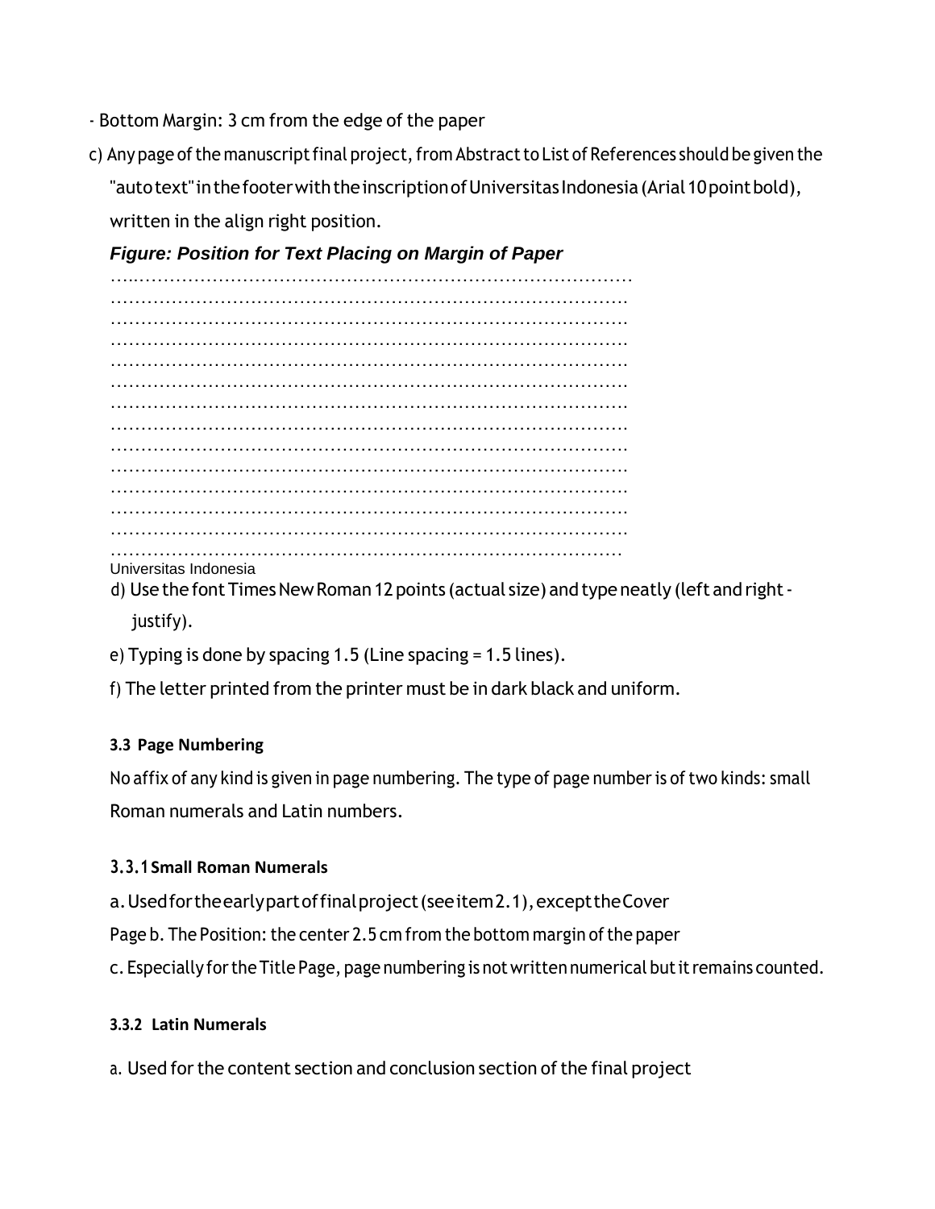- Bottom Margin: 3 cm from the edge of the paper

c) Any page of the manuscript final project, from Abstract to List of References should be given the "auto text" in the footer with the inscription of Universitas Indonesia (Arial 10 point bold), written in the align right position.

***Figure: Position for Text Placing on Margin of Paper***

…..……………………………………………………………………
……………………………………………………………………………
……………………………………………………………………………
……………………………………………………………………………
……………………………………………………………………………
……………………………………………………………………………
……………………………………………………………………………
……………………………………………………………………………
……………………………………………………………………………
……………………………………………………………………………
……………………………………………………………………………
……………………………………………………………………………
……………………………………………………………………………
……………………………………………………………………………

Universitas Indonesia

d) Use the font Times New Roman 12 points (actual size) and type neatly (left and right - justify).

e) Typing is done by spacing 1.5 (Line spacing = 1.5 lines).

f) The letter printed from the printer must be in dark black and uniform.

### 3.3 Page Numbering

No affix of any kind is given in page numbering. The type of page number is of two kinds: small Roman numerals and Latin numbers.

#### 3.3.1 Small Roman Numerals

a. Used for the early part of final project (see item 2.1), except the Cover Page
b. The Position: the center 2.5 cm from the bottom margin of the paper
c. Especially for the Title Page, page numbering is not written numerical but it remains counted.

#### 3.3.2 Latin Numerals

a. Used for the content section and conclusion section of the final project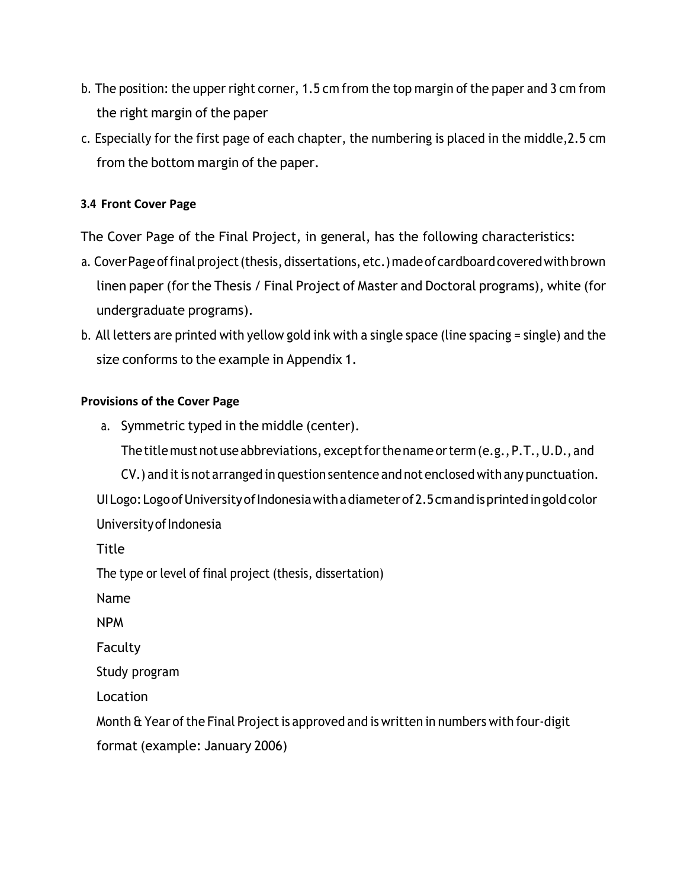b. The position: the upper right corner, 1.5 cm from the top margin of the paper and 3 cm from the right margin of the paper

c. Especially for the first page of each chapter, the numbering is placed in the middle,2.5 cm from the bottom margin of the paper.

### 3.4 Front Cover Page

The Cover Page of the Final Project, in general, has the following characteristics:

a. Cover Page of final project (thesis, dissertations, etc.) made of cardboard covered with brown linen paper (for the Thesis / Final Project of Master and Doctoral programs), white (for undergraduate programs).

b. All letters are printed with yellow gold ink with a single space (line spacing = single) and the size conforms to the example in Appendix 1.

**Provisions of the Cover Page**

a. Symmetric typed in the middle (center).

The title must not use abbreviations, except for the name or term (e.g., P.T., U.D., and CV.) and it is not arranged in question sentence and not enclosed with any punctuation.

UI Logo: Logo of University of Indonesia with a diameter of 2.5 cm and is printed in gold color

University of Indonesia

Title

The type or level of final project (thesis, dissertation)

Name

NPM

Faculty

Study program

Location

Month & Year of the Final Project is approved and is written in numbers with four-digit format (example: January 2006)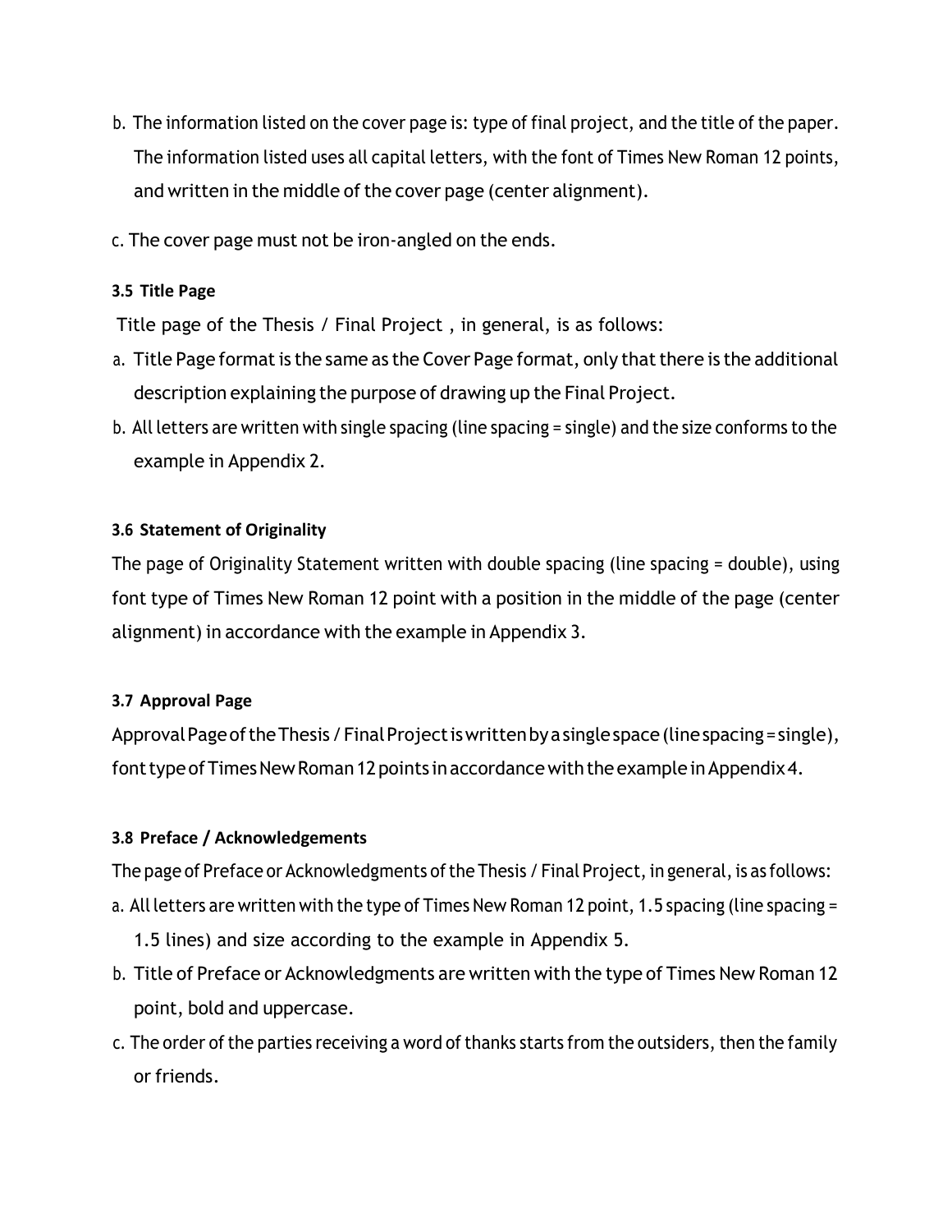b. The information listed on the cover page is: type of final project, and the title of the paper. The information listed uses all capital letters, with the font of Times New Roman 12 points, and written in the middle of the cover page (center alignment).

c. The cover page must not be iron-angled on the ends.

### 3.5 Title Page

Title page of the Thesis / Final Project , in general, is as follows:

a. Title Page format is the same as the Cover Page format, only that there is the additional description explaining the purpose of drawing up the Final Project.
b. All letters are written with single spacing (line spacing = single) and the size conforms to the example in Appendix 2.

### 3.6 Statement of Originality

The page of Originality Statement written with double spacing (line spacing = double), using font type of Times New Roman 12 point with a position in the middle of the page (center alignment) in accordance with the example in Appendix 3.

### 3.7 Approval Page

Approval Page of the Thesis / Final Project is written by a single space (line spacing = single), font type of Times New Roman 12 points in accordance with the example in Appendix 4.

### 3.8 Preface / Acknowledgements

The page of Preface or Acknowledgments of the Thesis / Final Project, in general, is as follows:

a. All letters are written with the type of Times New Roman 12 point, 1.5 spacing (line spacing = 1.5 lines) and size according to the example in Appendix 5.
b. Title of Preface or Acknowledgments are written with the type of Times New Roman 12 point, bold and uppercase.
c. The order of the parties receiving a word of thanks starts from the outsiders, then the family or friends.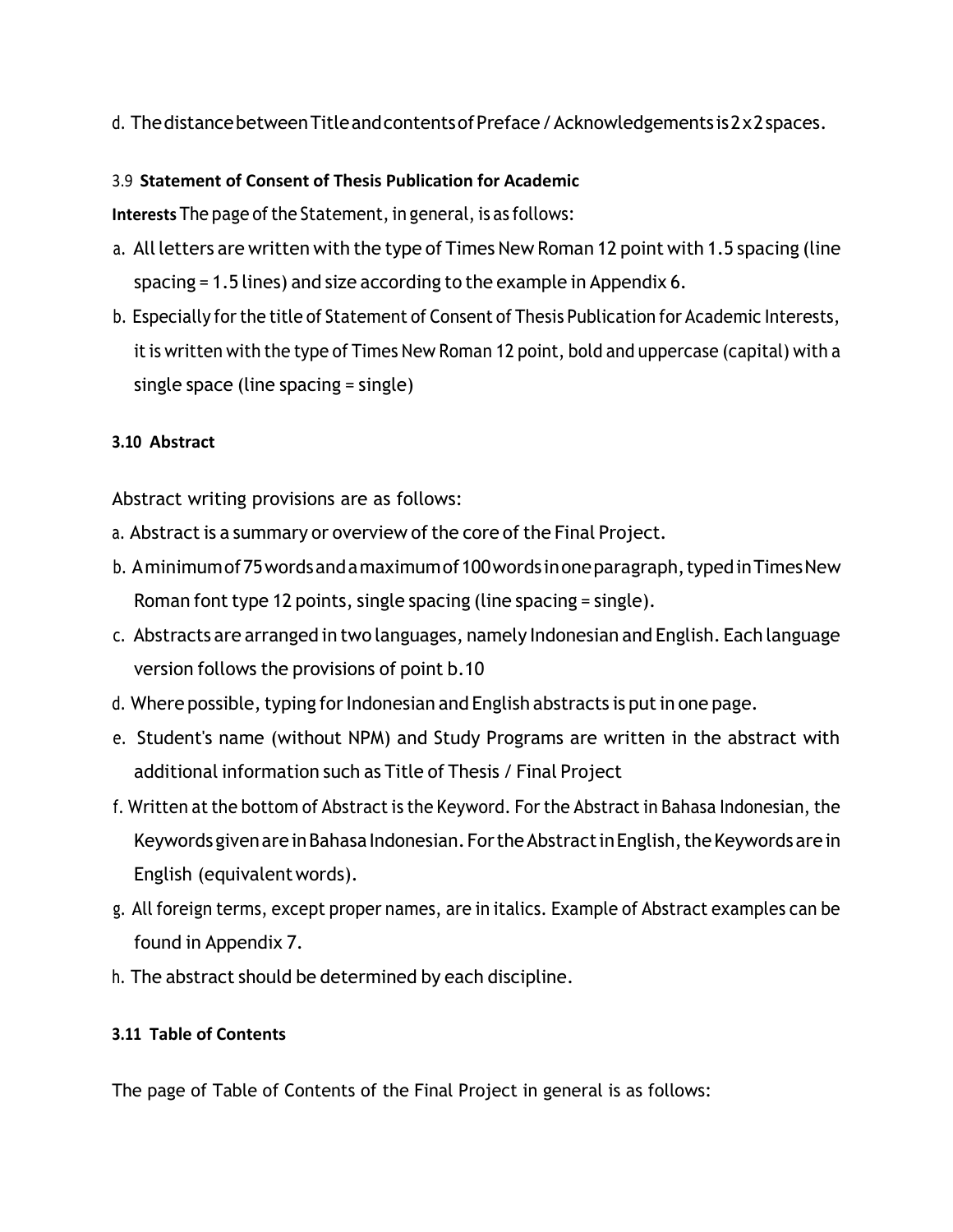d. The distance between Title and contents of Preface / Acknowledgements is 2 x 2 spaces.

### 3.9 Statement of Consent of Thesis Publication for Academic Interests

The page of the Statement, in general, is as follows:

a. All letters are written with the type of Times New Roman 12 point with 1.5 spacing (line spacing = 1.5 lines) and size according to the example in Appendix 6.
b. Especially for the title of Statement of Consent of Thesis Publication for Academic Interests, it is written with the type of Times New Roman 12 point, bold and uppercase (capital) with a single space (line spacing = single)

### 3.10 Abstract

Abstract writing provisions are as follows:

a. Abstract is a summary or overview of the core of the Final Project.
b. A minimum of 75 words and a maximum of 100 words in one paragraph, typed in Times New Roman font type 12 points, single spacing (line spacing = single).
c. Abstracts are arranged in two languages, namely Indonesian and English. Each language version follows the provisions of point b.10
d. Where possible, typing for Indonesian and English abstracts is put in one page.
e. Student's name (without NPM) and Study Programs are written in the abstract with additional information such as Title of Thesis / Final Project
f. Written at the bottom of Abstract is the Keyword. For the Abstract in Bahasa Indonesian, the Keywords given are in Bahasa Indonesian. For the Abstract in English, the Keywords are in English (equivalent words).
g. All foreign terms, except proper names, are in italics. Example of Abstract examples can be found in Appendix 7.
h. The abstract should be determined by each discipline.

### 3.11 Table of Contents

The page of Table of Contents of the Final Project in general is as follows: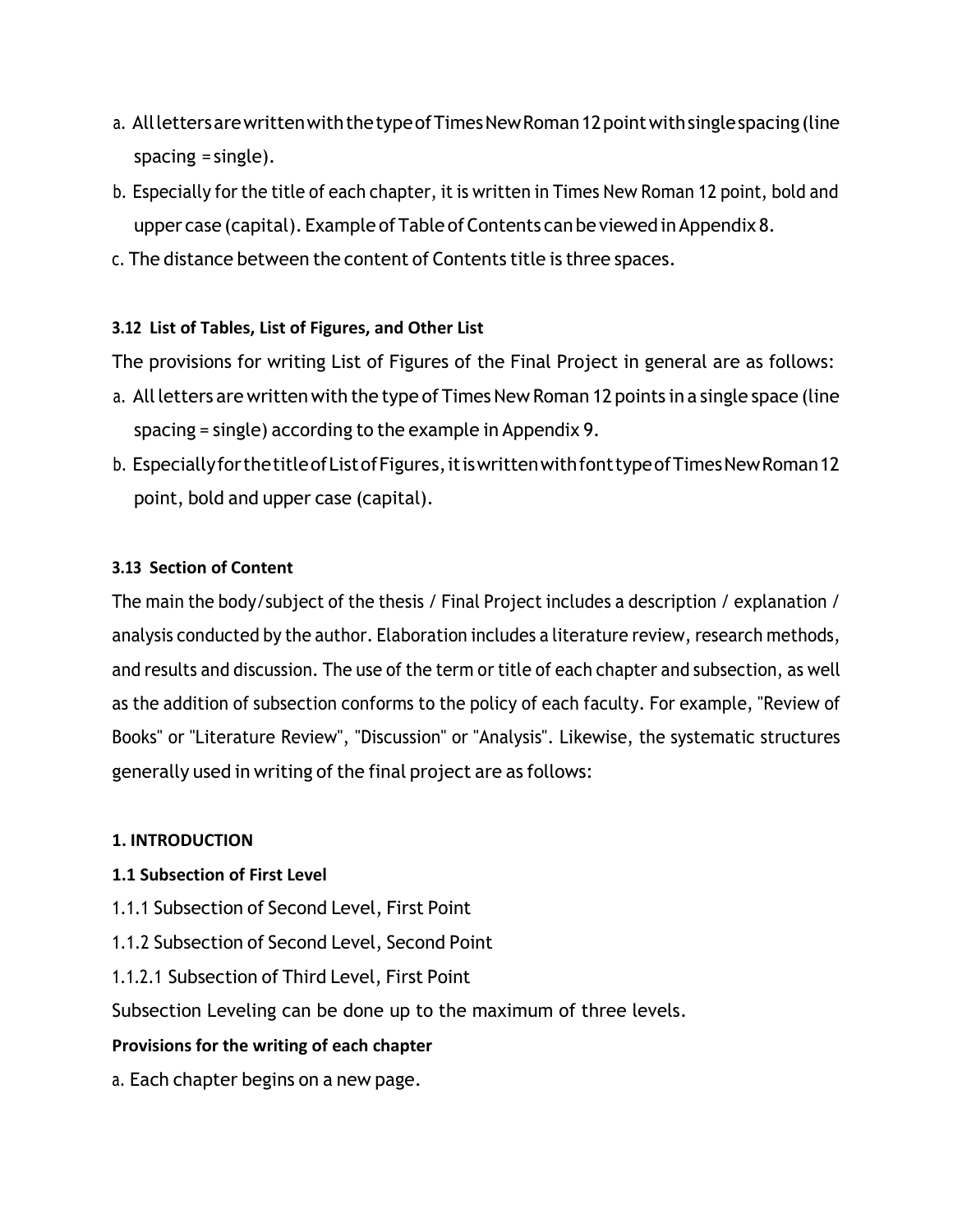a. All letters are written with the type of Times New Roman 12 point with single spacing (line spacing = single).
b. Especially for the title of each chapter, it is written in Times New Roman 12 point, bold and upper case (capital). Example of Table of Contents can be viewed in Appendix 8.
c. The distance between the content of Contents title is three spaces.

### 3.12 List of Tables, List of Figures, and Other List

The provisions for writing List of Figures of the Final Project in general are as follows:

a. All letters are written with the type of Times New Roman 12 points in a single space (line spacing = single) according to the example in Appendix 9.
b. Especially for the title of List of Figures, it is written with font type of Times New Roman 12 point, bold and upper case (capital).

### 3.13 Section of Content

The main the body/subject of the thesis / Final Project includes a description / explanation / analysis conducted by the author. Elaboration includes a literature review, research methods, and results and discussion. The use of the term or title of each chapter and subsection, as well as the addition of subsection conforms to the policy of each faculty. For example, "Review of Books" or "Literature Review", "Discussion" or "Analysis". Likewise, the systematic structures generally used in writing of the final project are as follows:

**1. INTRODUCTION**

**1.1 Subsection of First Level**

1.1.1 Subsection of Second Level, First Point

1.1.2 Subsection of Second Level, Second Point

1.1.2.1 Subsection of Third Level, First Point

Subsection Leveling can be done up to the maximum of three levels.

**Provisions for the writing of each chapter**

a. Each chapter begins on a new page.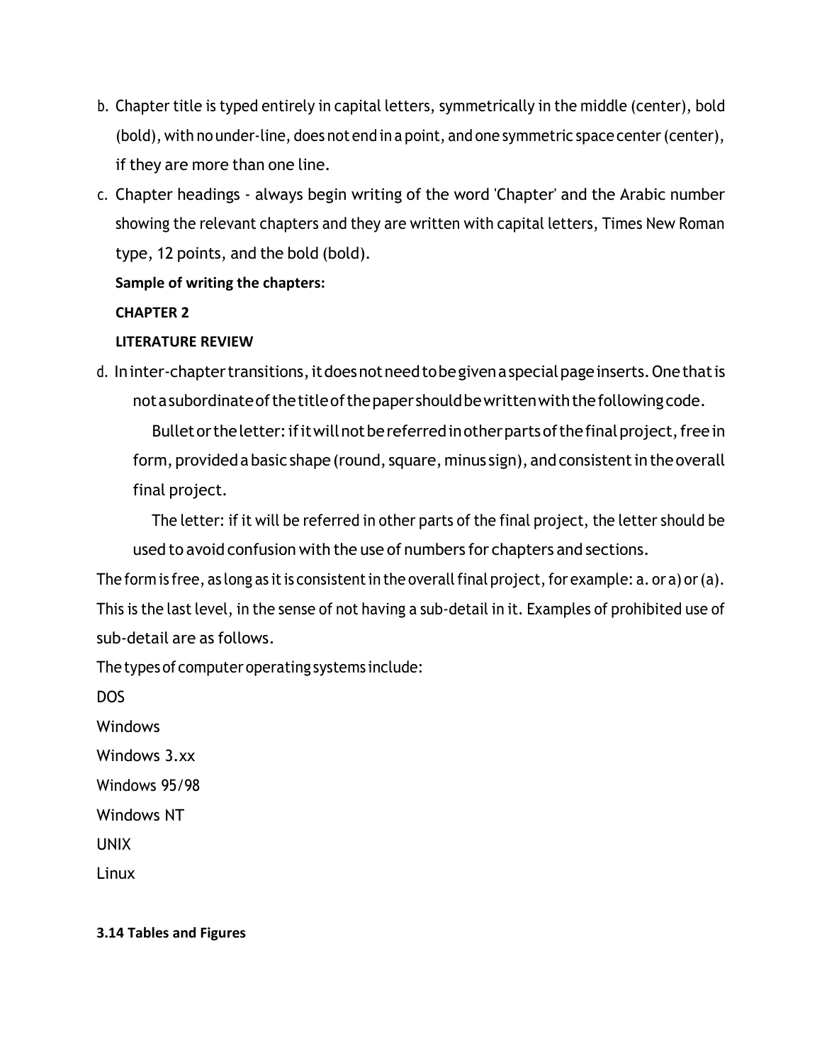b. Chapter title is typed entirely in capital letters, symmetrically in the middle (center), bold (bold), with no under-line, does not end in a point, and one symmetric space center (center), if they are more than one line.

c. Chapter headings - always begin writing of the word 'Chapter' and the Arabic number showing the relevant chapters and they are written with capital letters, Times New Roman type, 12 points, and the bold (bold).

   **Sample of writing the chapters:**

   **CHAPTER 2**

   **LITERATURE REVIEW**

d. In inter-chapter transitions, it does not need to be given a special page inserts. One that is not a subordinate of the title of the paper should be written with the following code.

   Bullet or the letter: if it will not be referred in other parts of the final project, free in form, provided a basic shape (round, square, minus sign), and consistent in the overall final project.

   The letter: if it will be referred in other parts of the final project, the letter should be used to avoid confusion with the use of numbers for chapters and sections.

The form is free, as long as it is consistent in the overall final project, for example: a. or a) or (a). This is the last level, in the sense of not having a sub-detail in it. Examples of prohibited use of sub-detail are as follows.

The types of computer operating systems include:

DOS

Windows

Windows 3.xx

Windows 95/98

Windows NT

UNIX

Linux

**3.14 Tables and Figures**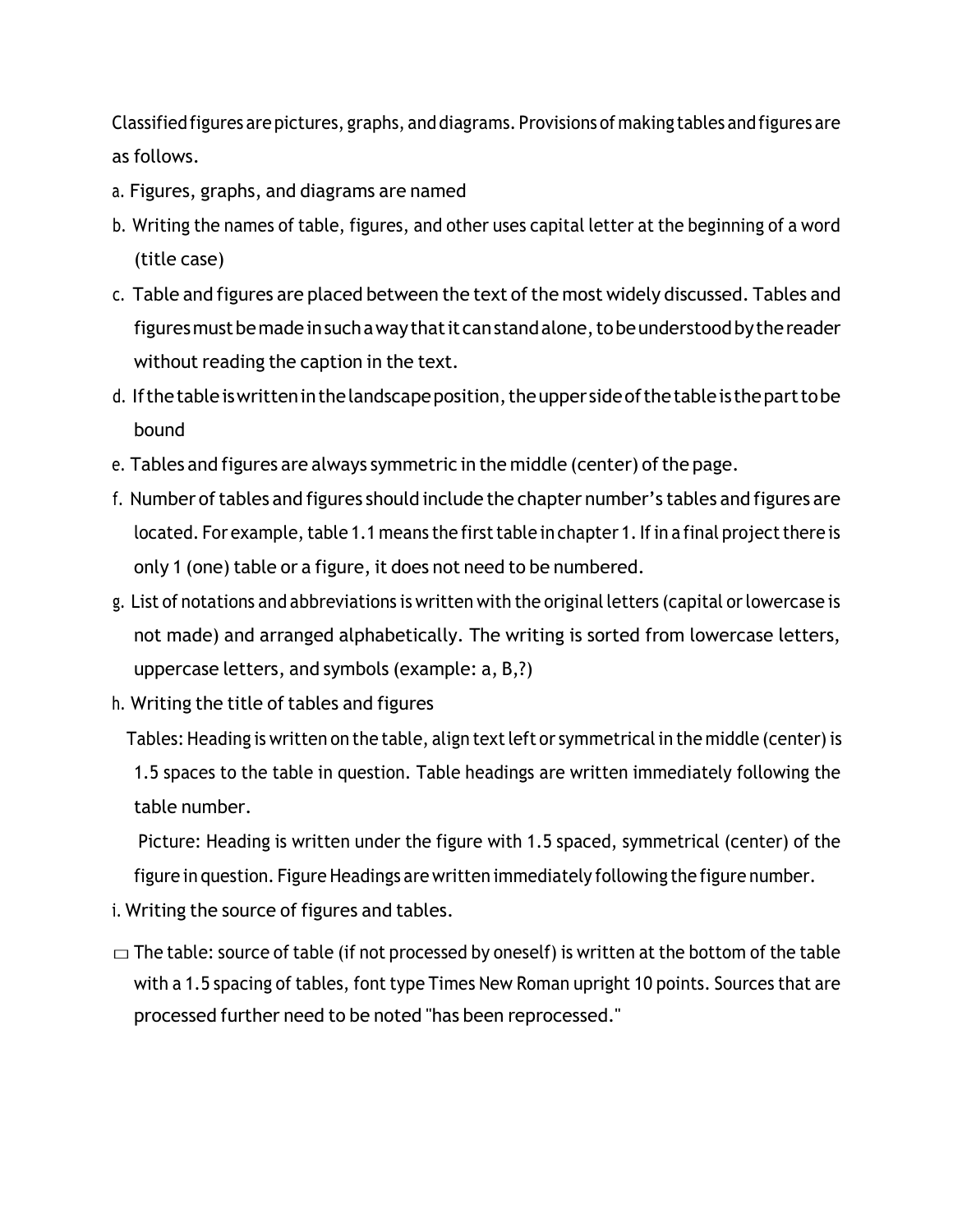Classified figures are pictures, graphs, and diagrams. Provisions of making tables and figures are as follows.

a. Figures, graphs, and diagrams are named

b. Writing the names of table, figures, and other uses capital letter at the beginning of a word (title case)

c. Table and figures are placed between the text of the most widely discussed. Tables and figures must be made in such a way that it can stand alone, to be understood by the reader without reading the caption in the text.

d. If the table is written in the landscape position, the upper side of the table is the part to be bound

e. Tables and figures are always symmetric in the middle (center) of the page.

f. Number of tables and figures should include the chapter number's tables and figures are located. For example, table 1.1 means the first table in chapter 1. If in a final project there is only 1 (one) table or a figure, it does not need to be numbered.

g. List of notations and abbreviations is written with the original letters (capital or lowercase is not made) and arranged alphabetically. The writing is sorted from lowercase letters, uppercase letters, and symbols (example: a, B,?)

h. Writing the title of tables and figures

Tables: Heading is written on the table, align text left or symmetrical in the middle (center) is 1.5 spaces to the table in question. Table headings are written immediately following the table number.

Picture: Heading is written under the figure with 1.5 spaced, symmetrical (center) of the figure in question. Figure Headings are written immediately following the figure number.

i. Writing the source of figures and tables.

- The table: source of table (if not processed by oneself) is written at the bottom of the table with a 1.5 spacing of tables, font type Times New Roman upright 10 points. Sources that are processed further need to be noted "has been reprocessed."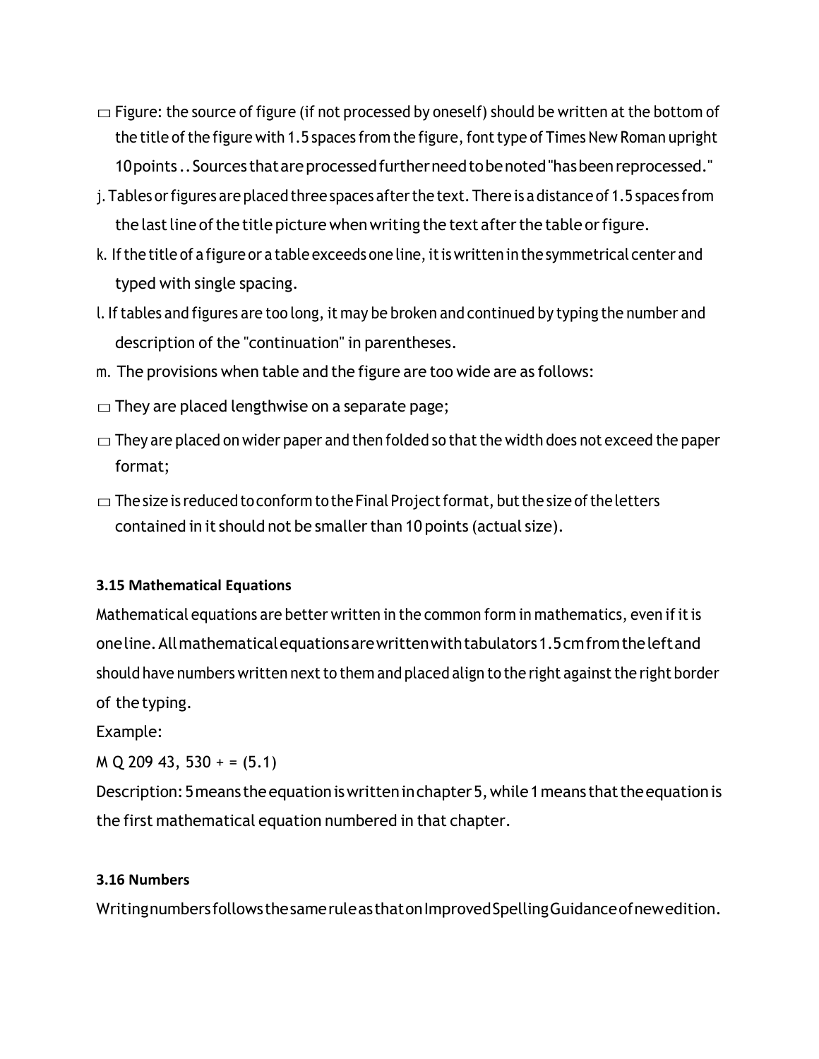- Figure: the source of figure (if not processed by oneself) should be written at the bottom of the title of the figure with 1.5 spaces from the figure, font type of Times New Roman upright 10 points .. Sources that are processed further need to be noted "has been reprocessed."

j. Tables or figures are placed three spaces after the text. There is a distance of 1.5 spaces from the last line of the title picture when writing the text after the table or figure.

k. If the title of a figure or a table exceeds one line, it is written in the symmetrical center and typed with single spacing.

l. If tables and figures are too long, it may be broken and continued by typing the number and description of the "continuation" in parentheses.

m. The provisions when table and the figure are too wide are as follows:

- They are placed lengthwise on a separate page;
- They are placed on wider paper and then folded so that the width does not exceed the paper format;
- The size is reduced to conform to the Final Project format, but the size of the letters contained in it should not be smaller than 10 points (actual size).

### 3.15 Mathematical Equations

Mathematical equations are better written in the common form in mathematics, even if it is one line. All mathematical equations are written with tabulators 1.5 cm from the left and should have numbers written next to them and placed align to the right against the right border of the typing.

Example:

M Q 209 43, 530 + = (5.1)

Description: 5 means the equation is written in chapter 5, while 1 means that the equation is the first mathematical equation numbered in that chapter.

### 3.16 Numbers

Writing numbers follows the same rule as that on Improved Spelling Guidance of new edition.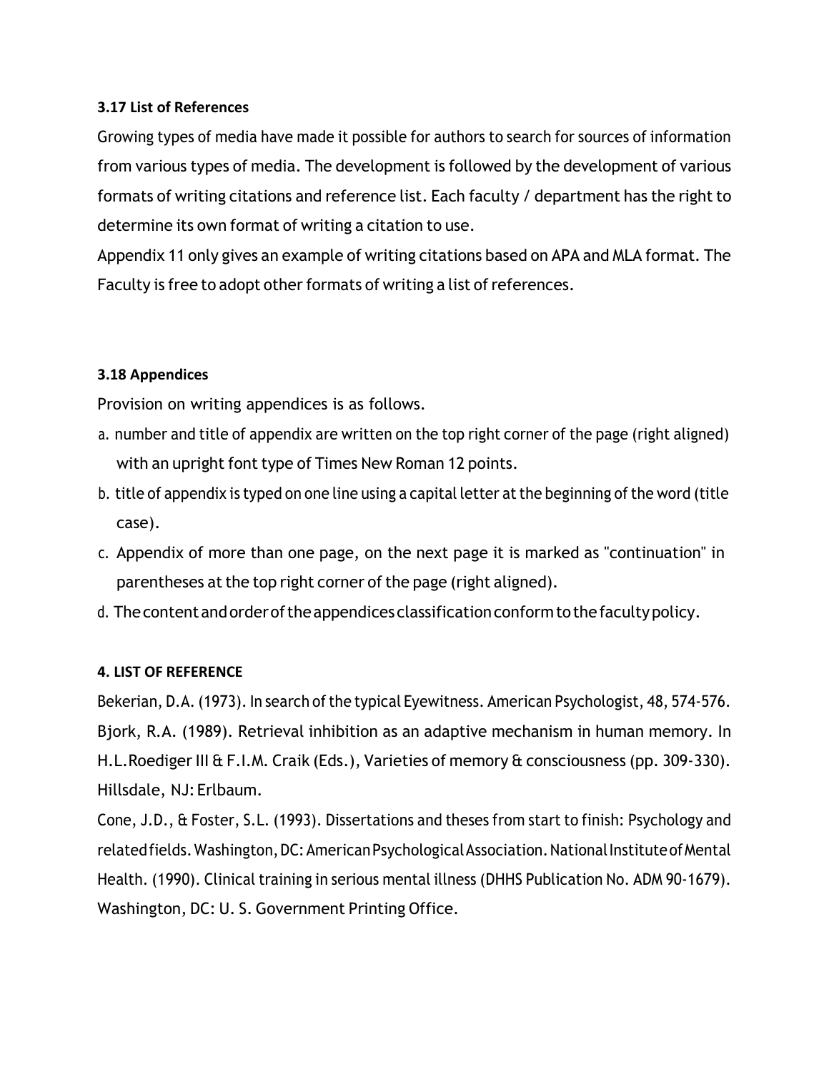### 3.17 List of References

Growing types of media have made it possible for authors to search for sources of information from various types of media. The development is followed by the development of various formats of writing citations and reference list. Each faculty / department has the right to determine its own format of writing a citation to use.

Appendix 11 only gives an example of writing citations based on APA and MLA format. The Faculty is free to adopt other formats of writing a list of references.

### 3.18 Appendices

Provision on writing appendices is as follows.

a. number and title of appendix are written on the top right corner of the page (right aligned) with an upright font type of Times New Roman 12 points.
b. title of appendix is typed on one line using a capital letter at the beginning of the word (title case).
c. Appendix of more than one page, on the next page it is marked as "continuation" in parentheses at the top right corner of the page (right aligned).
d. The content and order of the appendices classification conform to the faculty policy.

### 4. LIST OF REFERENCE

Bekerian, D.A. (1973). In search of the typical Eyewitness. American Psychologist, 48, 574-576.

Bjork, R.A. (1989). Retrieval inhibition as an adaptive mechanism in human memory. In H.L.Roediger III & F.I.M. Craik (Eds.), Varieties of memory & consciousness (pp. 309-330). Hillsdale, NJ: Erlbaum.

Cone, J.D., & Foster, S.L. (1993). Dissertations and theses from start to finish: Psychology and related fields. Washington, DC: American Psychological Association. National Institute of Mental Health. (1990). Clinical training in serious mental illness (DHHS Publication No. ADM 90-1679). Washington, DC: U. S. Government Printing Office.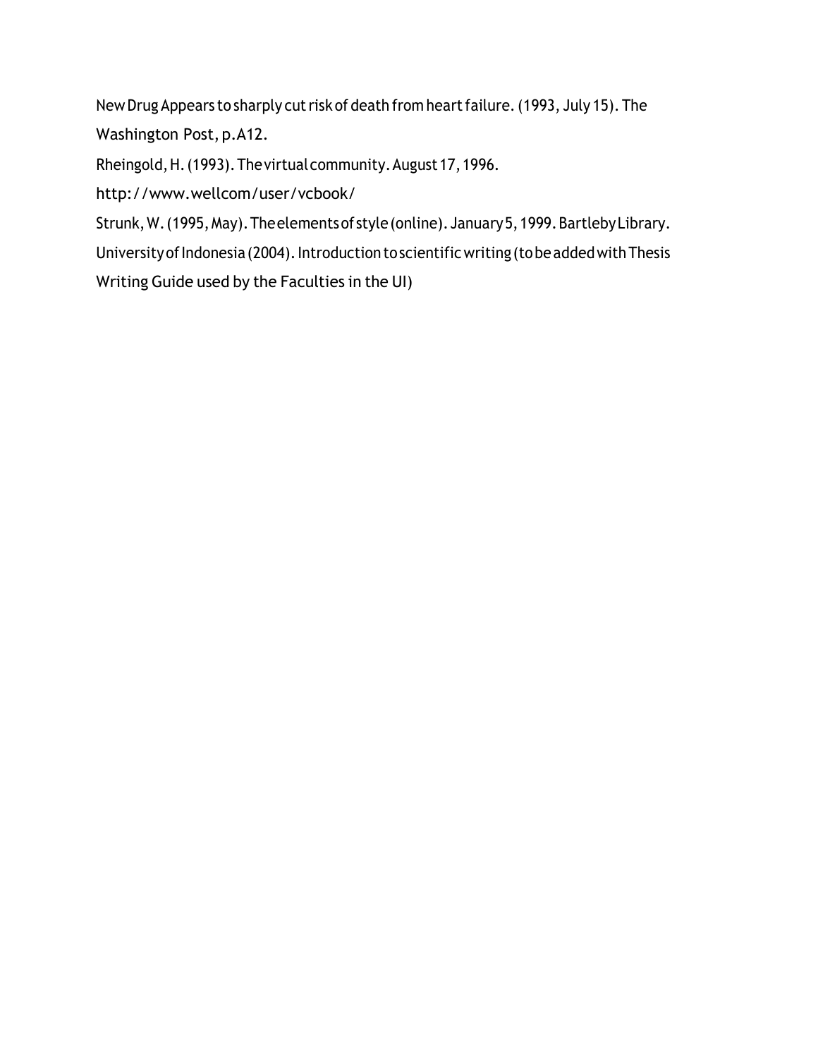New Drug Appears to sharply cut risk of death from heart failure. (1993, July 15). The Washington Post, p.A12.

Rheingold, H. (1993). The virtual community. August 17, 1996. http://www.wellcom/user/vcbook/

Strunk, W. (1995, May). The elements of style (online). January 5, 1999. Bartleby Library.

University of Indonesia (2004). Introduction to scientific writing (to be added with Thesis Writing Guide used by the Faculties in the UI)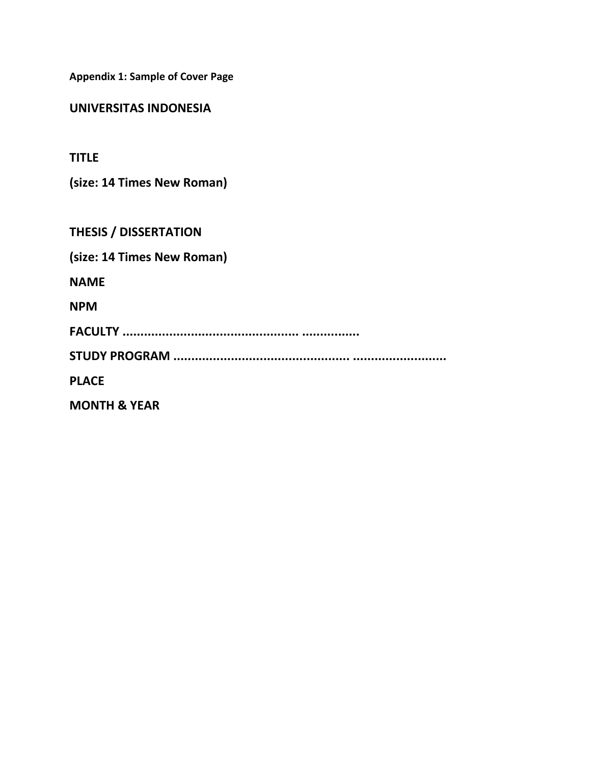**Appendix 1: Sample of Cover Page**

**UNIVERSITAS INDONESIA**

**TITLE**

**(size: 14 Times New Roman)**

**THESIS / DISSERTATION**

**(size: 14 Times New Roman)**

**NAME**

**NPM**

**FACULTY ................................................ ................**

**STUDY PROGRAM ............................................. .........................**

**PLACE**

**MONTH & YEAR**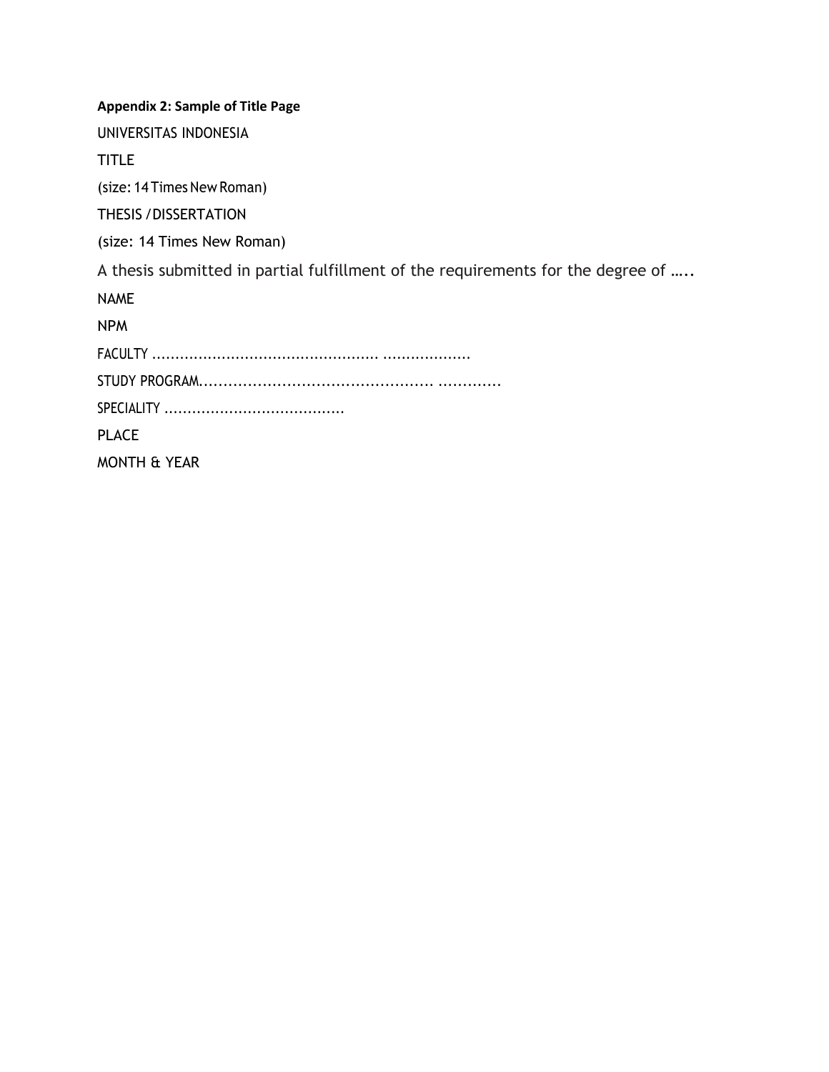**Appendix 2: Sample of Title Page**

UNIVERSITAS INDONESIA

TITLE

(size: 14 Times New Roman)

THESIS / DISSERTATION

(size: 14 Times New Roman)

A thesis submitted in partial fulfillment of the requirements for the degree of …..

NAME

NPM

FACULTY ............................................... ..................

STUDY PROGRAM.............................................. .............

SPECIALITY ......................................

PLACE

MONTH & YEAR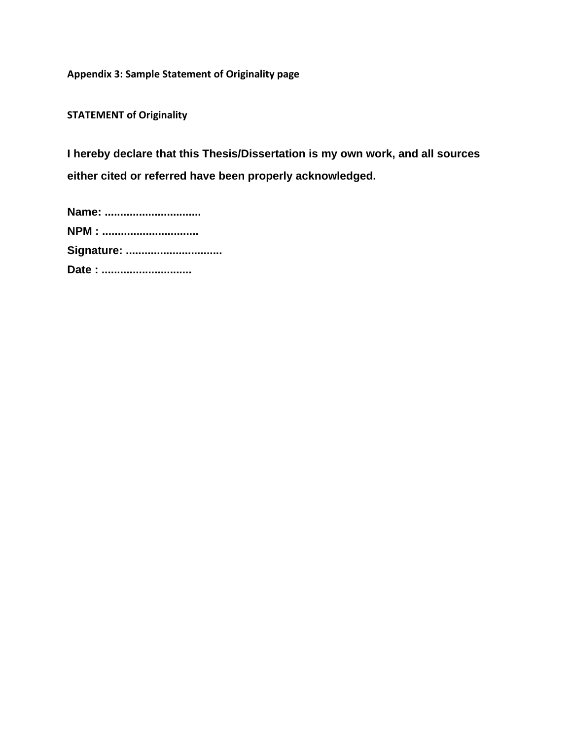**Appendix 3: Sample Statement of Originality page**

**STATEMENT of Originality**

**I hereby declare that this Thesis/Dissertation is my own work, and all sources either cited or referred have been properly acknowledged.**

**Name: ..............................**
**NPM : ..............................**
**Signature: ..............................**
**Date : ............................**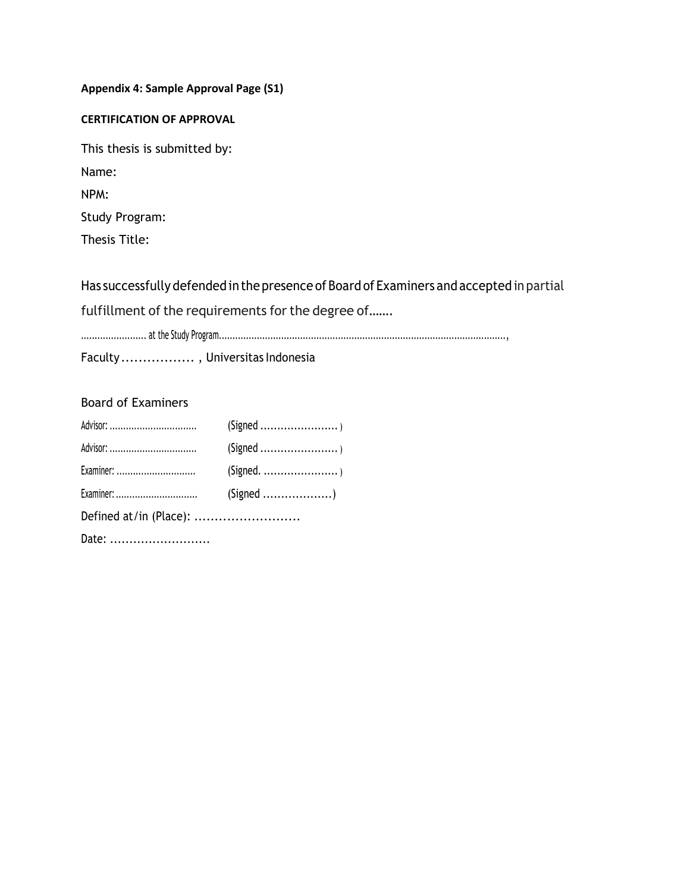**Appendix 4: Sample Approval Page (S1)**

**CERTIFICATION OF APPROVAL**

This thesis is submitted by:

Name:

NPM:

Study Program:

Thesis Title:

Has successfully defended in the presence of Board of Examiners and accepted in partial fulfillment of the requirements for the degree of…….

…………………… at the Study Program……………………………………………………………………………………,

Faculty……………… , Universitas Indonesia

Board of Examiners

Advisor: …………………………… (Signed ………………….. )

Advisor: …………………………… (Signed ………………….. )

Examiner: ……………………….. (Signed. ………………….. )

Examiner: ………………………… (Signed ………………)

Defined at/in (Place): ……………………..

Date: ……………………..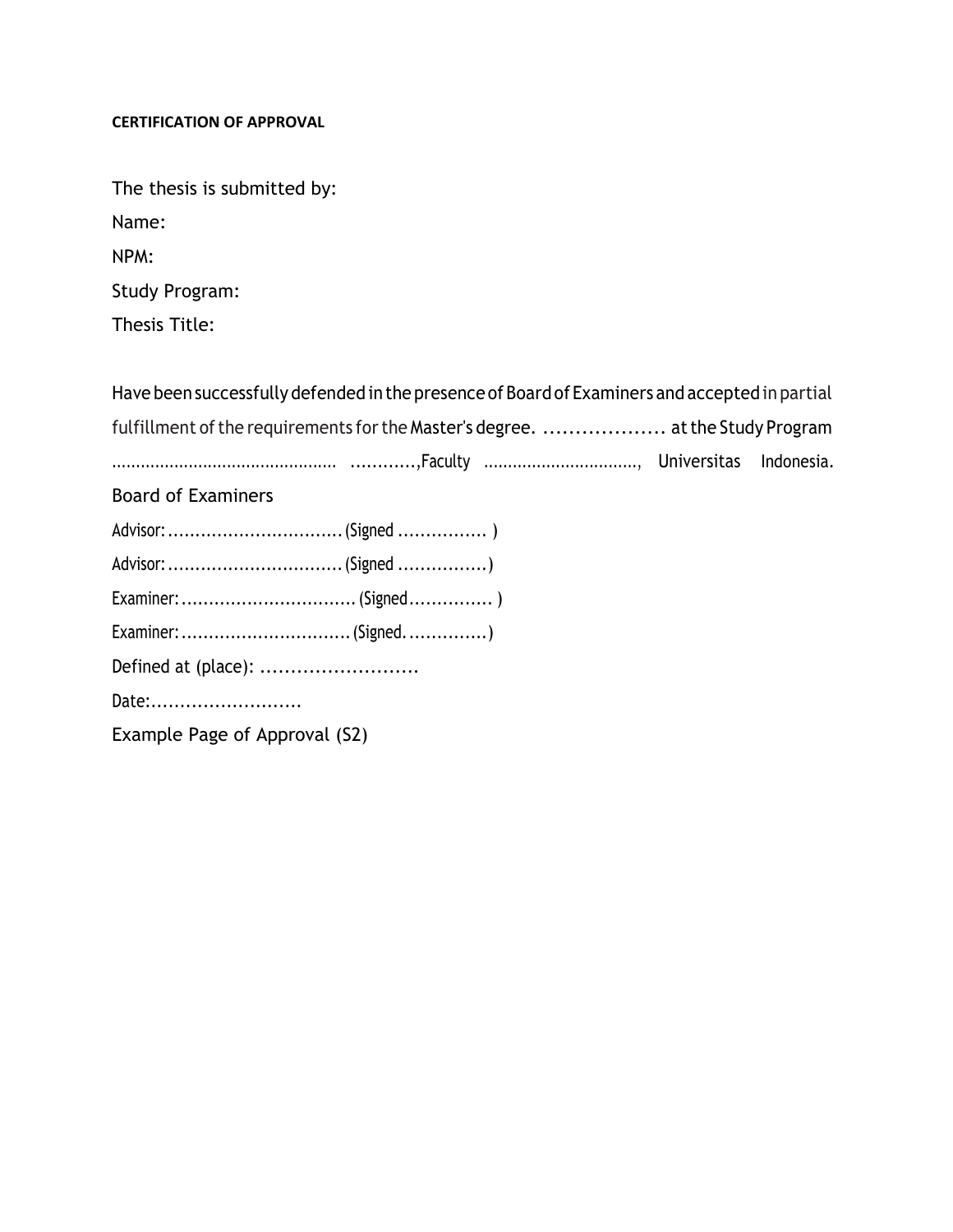**CERTIFICATION OF APPROVAL**

The thesis is submitted by:

Name:

NPM:

Study Program:

Thesis Title:

Have been successfully defended in the presence of Board of Examiners and accepted in partial fulfillment of the requirements for the Master's degree. ................... at the Study Program ............................................... ............,Faculty ................................., Universitas Indonesia.

Board of Examiners

Advisor: ................................ (Signed ............... )

Advisor: ................................ (Signed ................)

Examiner: ................................ (Signed .............. )

Examiner: ............................... (Signed. ..............)

Defined at (place): ..........................

Date:..........................

Example Page of Approval (S2)